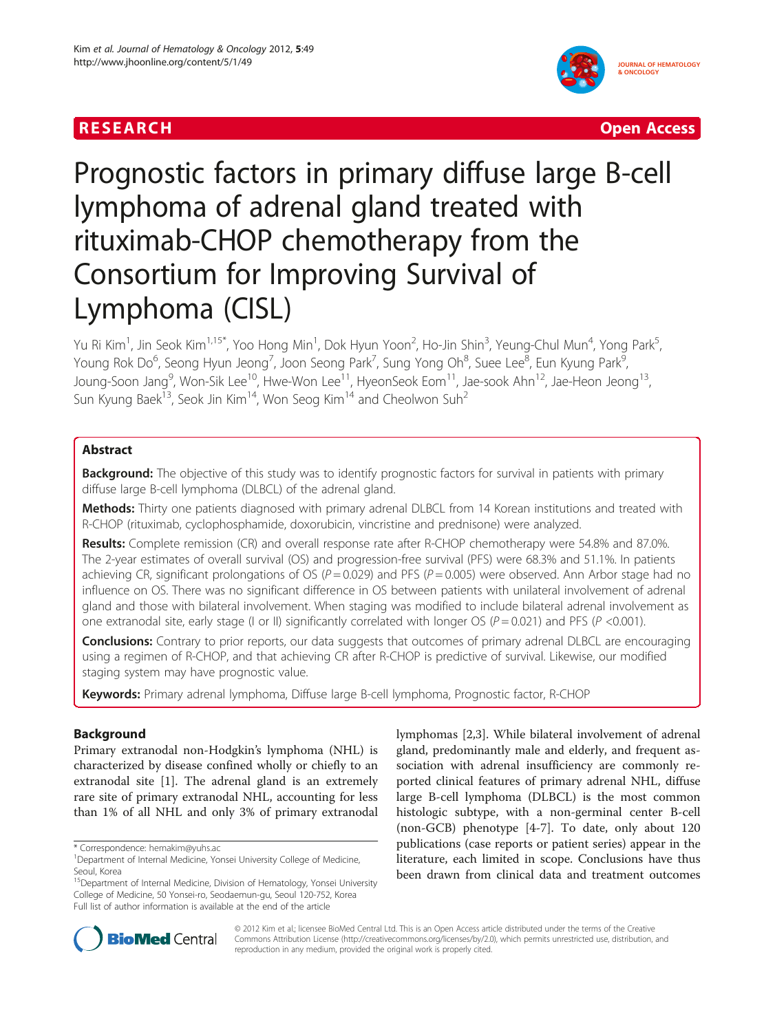RESEARCH Open Access

# Prognostic factors in primary diffuse large B-cell lymphoma of adrenal gland treated with rituximab-CHOP chemotherapy from the Consortium for Improving Survival of Lymphoma (CISL)

Yu Ri Kim[1], Jin Seok Kim[1,15*], Yoo Hong Min[1], Dok Hyun Yoon[2], Ho-Jin Shin[3], Yeung-Chul Mun[4], Yong Park[5], Young Rok Do[6], Seong Hyun Jeong[7], Joon Seong Park[7], Sung Yong Oh[8], Suee Lee[8], Eun Kyung Park[9], Joung-Soon Jang[9], Won-Sik Lee[10], Hwe-Won Lee[11], HyeonSeok Eom[11], Jae-sook Ahn[12], Jae-Heon Jeong[13], Sun Kyung Baek[13], Seok Jin Kim[14], Won Seog Kim[14] and Cheolwon Suh[2]

## Abstract

**Background:** The objective of this study was to identify prognostic factors for survival in patients with primary diffuse large B-cell lymphoma (DLBCL) of the adrenal gland.

**Methods:** Thirty one patients diagnosed with primary adrenal DLBCL from 14 Korean institutions and treated with R-CHOP (rituximab, cyclophosphamide, doxorubicin, vincristine and prednisone) were analyzed.

**Results:** Complete remission (CR) and overall response rate after R-CHOP chemotherapy were 54.8% and 87.0%. The 2-year estimates of overall survival (OS) and progression-free survival (PFS) were 68.3% and 51.1%. In patients achieving CR, significant prolongations of OS ($P = 0.029$) and PFS ($P = 0.005$) were observed. Ann Arbor stage had no influence on OS. There was no significant difference in OS between patients with unilateral involvement of adrenal gland and those with bilateral involvement. When staging was modified to include bilateral adrenal involvement as one extranodal site, early stage (I or II) significantly correlated with longer OS ($P = 0.021$) and PFS ($P < 0.001$).

**Conclusions:** Contrary to prior reports, our data suggests that outcomes of primary adrenal DLBCL are encouraging using a regimen of R-CHOP, and that achieving CR after R-CHOP is predictive of survival. Likewise, our modified staging system may have prognostic value.

**Keywords:** Primary adrenal lymphoma, Diffuse large B-cell lymphoma, Prognostic factor, R-CHOP

## Background

Primary extranodal non-Hodgkin's lymphoma (NHL) is characterized by disease confined wholly or chiefly to an extranodal site [1]. The adrenal gland is an extremely rare site of primary extranodal NHL, accounting for less than 1% of all NHL and only 3% of primary extranodal lymphomas [2,3]. While bilateral involvement of adrenal gland, predominantly male and elderly, and frequent association with adrenal insufficiency are commonly reported clinical features of primary adrenal NHL, diffuse large B-cell lymphoma (DLBCL) is the most common histologic subtype, with a non-germinal center B-cell (non-GCB) phenotype [4-7]. To date, only about 120 publications (case reports or patient series) appear in the literature, each limited in scope. Conclusions have thus been drawn from clinical data and treatment outcomes

\* Correspondence: hemakim@yuhs.ac
[1]Department of Internal Medicine, Yonsei University College of Medicine, Seoul, Korea
[15]Department of Internal Medicine, Division of Hematology, Yonsei University College of Medicine, 50 Yonsei-ro, Seodaemun-gu, Seoul 120-752, Korea
Full list of author information is available at the end of the article

© 2012 Kim et al.; licensee BioMed Central Ltd. This is an Open Access article distributed under the terms of the Creative Commons Attribution License (http://creativecommons.org/licenses/by/2.0), which permits unrestricted use, distribution, and reproduction in any medium, provided the original work is properly cited.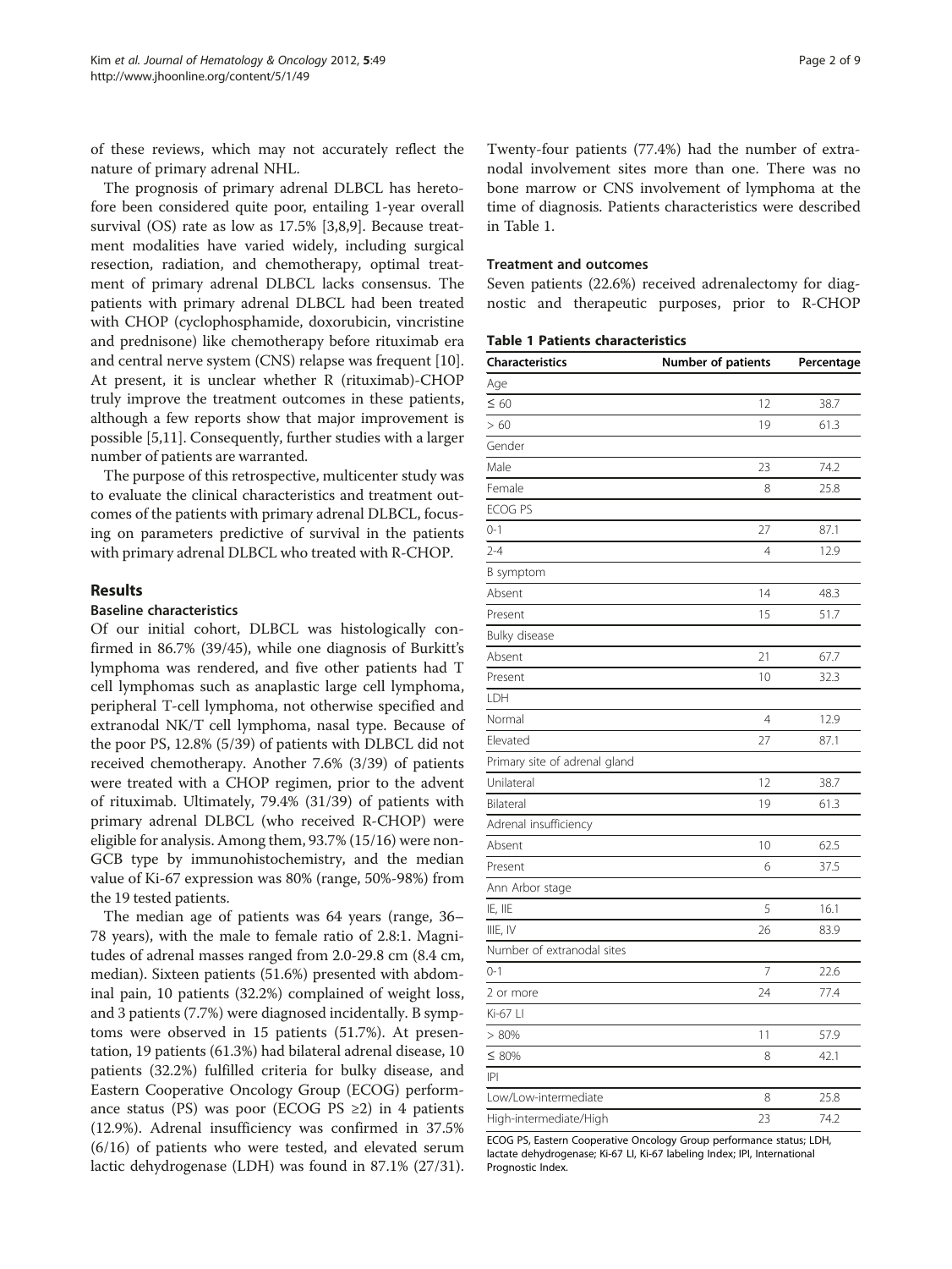of these reviews, which may not accurately reflect the nature of primary adrenal NHL.

The prognosis of primary adrenal DLBCL has heretofore been considered quite poor, entailing 1-year overall survival (OS) rate as low as 17.5% [3,8,9]. Because treatment modalities have varied widely, including surgical resection, radiation, and chemotherapy, optimal treatment of primary adrenal DLBCL lacks consensus. The patients with primary adrenal DLBCL had been treated with CHOP (cyclophosphamide, doxorubicin, vincristine and prednisone) like chemotherapy before rituximab era and central nervous system (CNS) relapse was frequent [10]. At present, it is unclear whether R (rituximab)-CHOP truly improve the treatment outcomes in these patients, although a few reports show that major improvement is possible [5,11]. Consequently, further studies with a larger number of patients are warranted.

The purpose of this retrospective, multicenter study was to evaluate the clinical characteristics and treatment outcomes of the patients with primary adrenal DLBCL, focusing on parameters predictive of survival in the patients with primary adrenal DLBCL who treated with R-CHOP.

## Results

### Baseline characteristics

Of our initial cohort, DLBCL was histologically confirmed in 86.7% (39/45), while one diagnosis of Burkitt's lymphoma was rendered, and five other patients had T cell lymphomas such as anaplastic large cell lymphoma, peripheral T-cell lymphoma, not otherwise specified and extranodal NK/T cell lymphoma, nasal type. Because of the poor PS, 12.8% (5/39) of patients with DLBCL did not received chemotherapy. Another 7.6% (3/39) of patients were treated with a CHOP regimen, prior to the advent of rituximab. Ultimately, 79.4% (31/39) of patients with primary adrenal DLBCL (who received R-CHOP) were eligible for analysis. Among them, 93.7% (15/16) were non-GCB type by immunohistochemistry, and the median value of Ki-67 expression was 80% (range, 50%-98%) from the 19 tested patients.

The median age of patients was 64 years (range, 36–78 years), with the male to female ratio of 2.8:1. Magnitudes of adrenal masses ranged from 2.0-29.8 cm (8.4 cm, median). Sixteen patients (51.6%) presented with abdominal pain, 10 patients (32.2%) complained of weight loss, and 3 patients (7.7%) were diagnosed incidentally. B symptoms were observed in 15 patients (51.7%). At presentation, 19 patients (61.3%) had bilateral adrenal disease, 10 patients (32.2%) fulfilled criteria for bulky disease, and Eastern Cooperative Oncology Group (ECOG) performance status (PS) was poor (ECOG PS ≥2) in 4 patients (12.9%). Adrenal insufficiency was confirmed in 37.5% (6/16) of patients who were tested, and elevated serum lactic dehydrogenase (LDH) was found in 87.1% (27/31). Twenty-four patients (77.4%) had the number of extranodal involvement sites more than one. There was no bone marrow or CNS involvement of lymphoma at the time of diagnosis. Patients characteristics were described in Table 1.

### Treatment and outcomes

Seven patients (22.6%) received adrenalectomy for diagnostic and therapeutic purposes, prior to R-CHOP

**Table 1 Patients characteristics**

| Characteristics | Number of patients | Percentage |
|---|---|---|
| Age | | |
| ≤ 60 | 12 | 38.7 |
| > 60 | 19 | 61.3 |
| Gender | | |
| Male | 23 | 74.2 |
| Female | 8 | 25.8 |
| ECOG PS | | |
| 0-1 | 27 | 87.1 |
| 2-4 | 4 | 12.9 |
| B symptom | | |
| Absent | 14 | 48.3 |
| Present | 15 | 51.7 |
| Bulky disease | | |
| Absent | 21 | 67.7 |
| Present | 10 | 32.3 |
| LDH | | |
| Normal | 4 | 12.9 |
| Elevated | 27 | 87.1 |
| Primary site of adrenal gland | | |
| Unilateral | 12 | 38.7 |
| Bilateral | 19 | 61.3 |
| Adrenal insufficiency | | |
| Absent | 10 | 62.5 |
| Present | 6 | 37.5 |
| Ann Arbor stage | | |
| IE, IIE | 5 | 16.1 |
| IIIE, IV | 26 | 83.9 |
| Number of extranodal sites | | |
| 0-1 | 7 | 22.6 |
| 2 or more | 24 | 77.4 |
| Ki-67 LI | | |
| > 80% | 11 | 57.9 |
| ≤ 80% | 8 | 42.1 |
| IPI | | |
| Low/Low-intermediate | 8 | 25.8 |
| High-intermediate/High | 23 | 74.2 |

ECOG PS, Eastern Cooperative Oncology Group performance status; LDH, lactate dehydrogenase; Ki-67 LI, Ki-67 labeling Index; IPI, International Prognostic Index.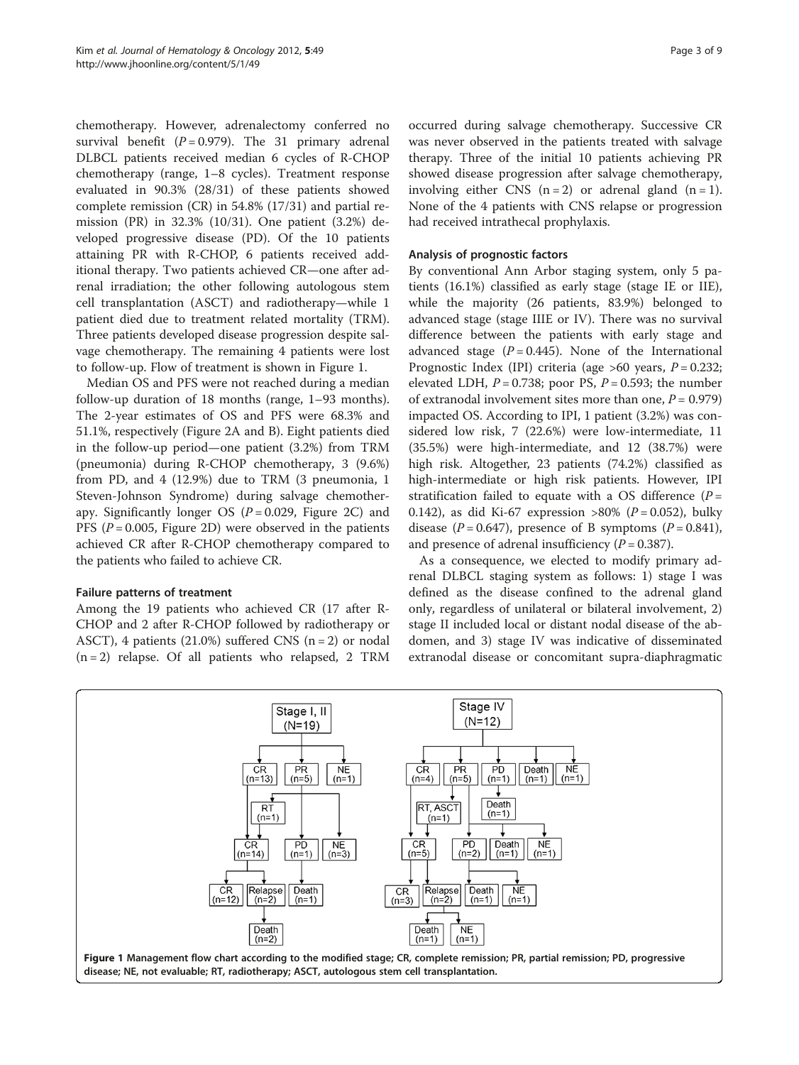chemotherapy. However, adrenalectomy conferred no survival benefit ($P = 0.979$). The 31 primary adrenal DLBCL patients received median 6 cycles of R-CHOP chemotherapy (range, 1–8 cycles). Treatment response evaluated in 90.3% (28/31) of these patients showed complete remission (CR) in 54.8% (17/31) and partial remission (PR) in 32.3% (10/31). One patient (3.2%) developed progressive disease (PD). Of the 10 patients attaining PR with R-CHOP, 6 patients received additional therapy. Two patients achieved CR—one after adrenal irradiation; the other following autologous stem cell transplantation (ASCT) and radiotherapy—while 1 patient died due to treatment related mortality (TRM). Three patients developed disease progression despite salvage chemotherapy. The remaining 4 patients were lost to follow-up. Flow of treatment is shown in Figure 1.

Median OS and PFS were not reached during a median follow-up duration of 18 months (range, 1–93 months). The 2-year estimates of OS and PFS were 68.3% and 51.1%, respectively (Figure 2A and B). Eight patients died in the follow-up period—one patient (3.2%) from TRM (pneumonia) during R-CHOP chemotherapy, 3 (9.6%) from PD, and 4 (12.9%) due to TRM (3 pneumonia, 1 Steven-Johnson Syndrome) during salvage chemotherapy. Significantly longer OS ($P = 0.029$, Figure 2C) and PFS ($P = 0.005$, Figure 2D) were observed in the patients achieved CR after R-CHOP chemotherapy compared to the patients who failed to achieve CR.

### Failure patterns of treatment

Among the 19 patients who achieved CR (17 after R-CHOP and 2 after R-CHOP followed by radiotherapy or ASCT), 4 patients (21.0%) suffered CNS (n = 2) or nodal (n = 2) relapse. Of all patients who relapsed, 2 TRM occurred during salvage chemotherapy. Successive CR was never observed in the patients treated with salvage therapy. Three of the initial 10 patients achieving PR showed disease progression after salvage chemotherapy, involving either CNS (n = 2) or adrenal gland (n = 1). None of the 4 patients with CNS relapse or progression had received intrathecal prophylaxis.

### Analysis of prognostic factors

By conventional Ann Arbor staging system, only 5 patients (16.1%) classified as early stage (stage IE or IIE), while the majority (26 patients, 83.9%) belonged to advanced stage (stage IIIE or IV). There was no survival difference between the patients with early stage and advanced stage ($P = 0.445$). None of the International Prognostic Index (IPI) criteria (age >60 years, $P = 0.232$; elevated LDH, $P = 0.738$; poor PS, $P = 0.593$; the number of extranodal involvement sites more than one, $P = 0.979$) impacted OS. According to IPI, 1 patient (3.2%) was considered low risk, 7 (22.6%) were low-intermediate, 11 (35.5%) were high-intermediate, and 12 (38.7%) were high risk. Altogether, 23 patients (74.2%) classified as high-intermediate or high risk patients. However, IPI stratification failed to equate with a OS difference ($P = 0.142$), as did Ki-67 expression >80% ($P = 0.052$), bulky disease ($P = 0.647$), presence of B symptoms ($P = 0.841$), and presence of adrenal insufficiency ($P = 0.387$).

As a consequence, we elected to modify primary adrenal DLBCL staging system as follows: 1) stage I was defined as the disease confined to the adrenal gland only, regardless of unilateral or bilateral involvement, 2) stage II included local or distant nodal disease of the abdomen, and 3) stage IV was indicative of disseminated extranodal disease or concomitant supra-diaphragmatic

**Figure 1 Management flow chart according to the modified stage; CR, complete remission; PR, partial remission; PD, progressive disease; NE, not evaluable; RT, radiotherapy; ASCT, autologous stem cell transplantation.**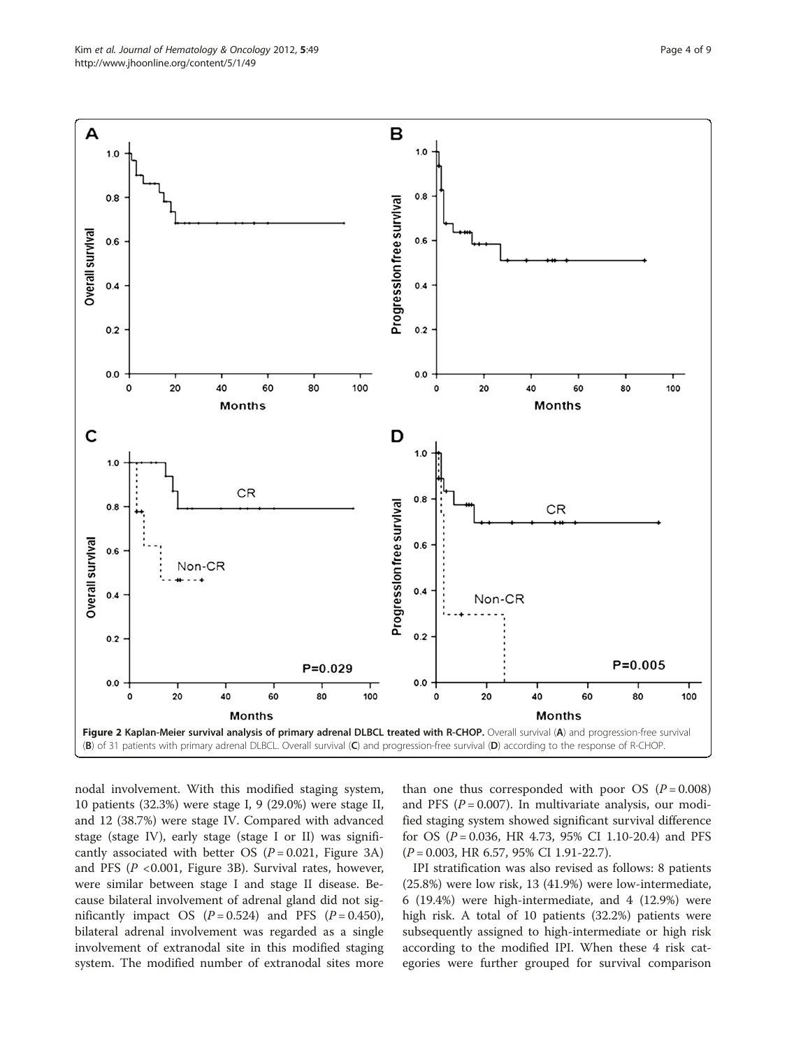**Figure 2 Kaplan-Meier survival analysis of primary adrenal DLBCL treated with R-CHOP.** Overall survival (**A**) and progression-free survival (**B**) of 31 patients with primary adrenal DLBCL. Overall survival (**C**) and progression-free survival (**D**) according to the response of R-CHOP.

nodal involvement. With this modified staging system, 10 patients (32.3%) were stage I, 9 (29.0%) were stage II, and 12 (38.7%) were stage IV. Compared with advanced stage (stage IV), early stage (stage I or II) was significantly associated with better OS ($P = 0.021$, Figure 3A) and PFS ($P < 0.001$, Figure 3B). Survival rates, however, were similar between stage I and stage II disease. Because bilateral involvement of adrenal gland did not significantly impact OS ($P = 0.524$) and PFS ($P = 0.450$), bilateral adrenal involvement was regarded as a single involvement of extranodal site in this modified staging system. The modified number of extranodal sites more than one thus corresponded with poor OS ($P = 0.008$) and PFS ($P = 0.007$). In multivariate analysis, our modified staging system showed significant survival difference for OS ($P = 0.036$, HR 4.73, 95% CI 1.10-20.4) and PFS ($P = 0.003$, HR 6.57, 95% CI 1.91-22.7).

IPI stratification was also revised as follows: 8 patients (25.8%) were low risk, 13 (41.9%) were low-intermediate, 6 (19.4%) were high-intermediate, and 4 (12.9%) were high risk. A total of 10 patients (32.2%) patients were subsequently assigned to high-intermediate or high risk according to the modified IPI. When these 4 risk categories were further grouped for survival comparison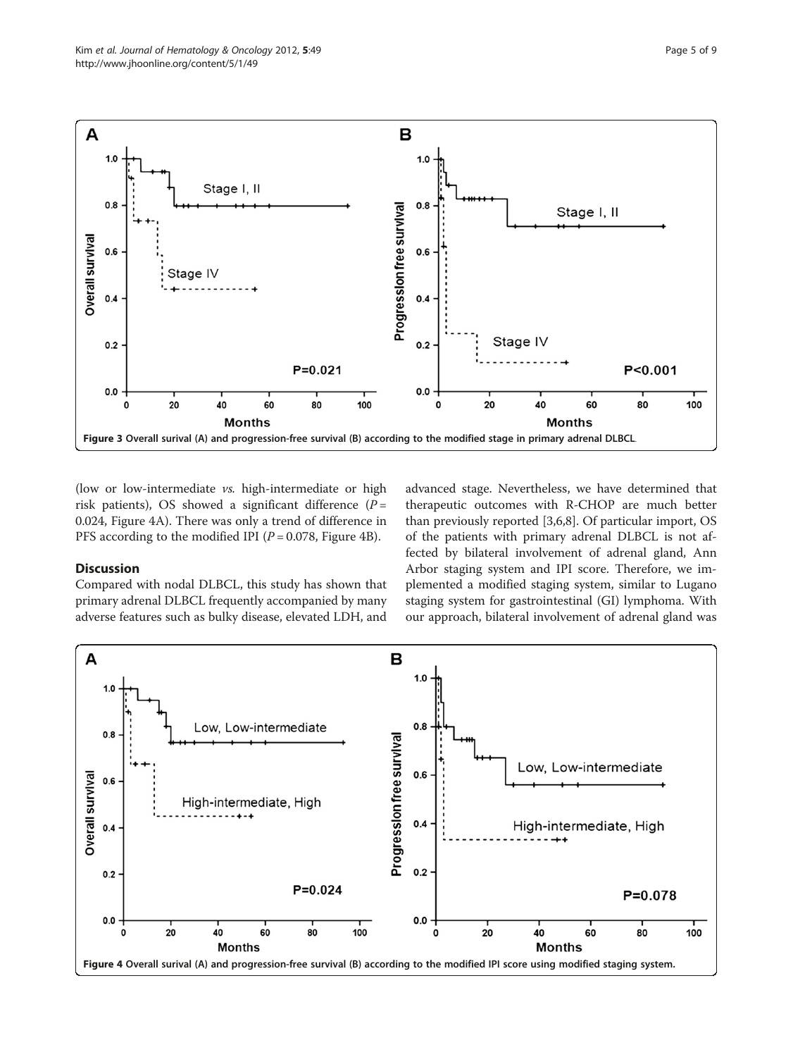Figure 3 Overall surival (A) and progression-free survival (B) according to the modified stage in primary adrenal DLBCL.

(low or low-intermediate *vs.* high-intermediate or high risk patients), OS showed a significant difference ($P$ = 0.024, Figure 4A). There was only a trend of difference in PFS according to the modified IPI ($P$ = 0.078, Figure 4B).

## Discussion

Compared with nodal DLBCL, this study has shown that primary adrenal DLBCL frequently accompanied by many adverse features such as bulky disease, elevated LDH, and advanced stage. Nevertheless, we have determined that therapeutic outcomes with R-CHOP are much better than previously reported [3,6,8]. Of particular import, OS of the patients with primary adrenal DLBCL is not affected by bilateral involvement of adrenal gland, Ann Arbor staging system and IPI score. Therefore, we implemented a modified staging system, similar to Lugano staging system for gastrointestinal (GI) lymphoma. With our approach, bilateral involvement of adrenal gland was

Figure 4 Overall surival (A) and progression-free survival (B) according to the modified IPI score using modified staging system.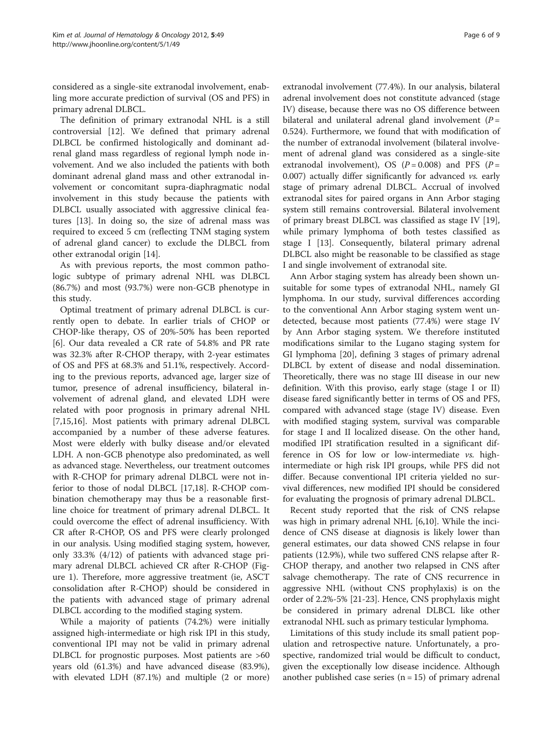considered as a single-site extranodal involvement, enabling more accurate prediction of survival (OS and PFS) in primary adrenal DLBCL.

The definition of primary extranodal NHL is a still controversial [12]. We defined that primary adrenal DLBCL be confirmed histologically and dominant adrenal gland mass regardless of regional lymph node involvement. And we also included the patients with both dominant adrenal gland mass and other extranodal involvement or concomitant supra-diaphragmatic nodal involvement in this study because the patients with DLBCL usually associated with aggressive clinical features [13]. In doing so, the size of adrenal mass was required to exceed 5 cm (reflecting TNM staging system of adrenal gland cancer) to exclude the DLBCL from other extranodal origin [14].

As with previous reports, the most common pathologic subtype of primary adrenal NHL was DLBCL (86.7%) and most (93.7%) were non-GCB phenotype in this study.

Optimal treatment of primary adrenal DLBCL is currently open to debate. In earlier trials of CHOP or CHOP-like therapy, OS of 20%-50% has been reported [6]. Our data revealed a CR rate of 54.8% and PR rate was 32.3% after R-CHOP therapy, with 2-year estimates of OS and PFS at 68.3% and 51.1%, respectively. According to the previous reports, advanced age, larger size of tumor, presence of adrenal insufficiency, bilateral involvement of adrenal gland, and elevated LDH were related with poor prognosis in primary adrenal NHL [7,15,16]. Most patients with primary adrenal DLBCL accompanied by a number of these adverse features. Most were elderly with bulky disease and/or elevated LDH. A non-GCB phenotype also predominated, as well as advanced stage. Nevertheless, our treatment outcomes with R-CHOP for primary adrenal DLBCL were not inferior to those of nodal DLBCL [17,18]. R-CHOP combination chemotherapy may thus be a reasonable first-line choice for treatment of primary adrenal DLBCL. It could overcome the effect of adrenal insufficiency. With CR after R-CHOP, OS and PFS were clearly prolonged in our analysis. Using modified staging system, however, only 33.3% (4/12) of patients with advanced stage primary adrenal DLBCL achieved CR after R-CHOP (Figure 1). Therefore, more aggressive treatment (ie, ASCT consolidation after R-CHOP) should be considered in the patients with advanced stage of primary adrenal DLBCL according to the modified staging system.

While a majority of patients (74.2%) were initially assigned high-intermediate or high risk IPI in this study, conventional IPI may not be valid in primary adrenal DLBCL for prognostic purposes. Most patients are >60 years old (61.3%) and have advanced disease (83.9%), with elevated LDH (87.1%) and multiple (2 or more) extranodal involvement (77.4%). In our analysis, bilateral adrenal involvement does not constitute advanced (stage IV) disease, because there was no OS difference between bilateral and unilateral adrenal gland involvement ($P = 0.524$). Furthermore, we found that with modification of the number of extranodal involvement (bilateral involvement of adrenal gland was considered as a single-site extranodal involvement), OS ($P = 0.008$) and PFS ($P = 0.007$) actually differ significantly for advanced *vs.* early stage of primary adrenal DLBCL. Accrual of involved extranodal sites for paired organs in Ann Arbor staging system still remains controversial. Bilateral involvement of primary breast DLBCL was classified as stage IV [19], while primary lymphoma of both testes classified as stage I [13]. Consequently, bilateral primary adrenal DLBCL also might be reasonable to be classified as stage I and single involvement of extranodal site.

Ann Arbor staging system has already been shown unsuitable for some types of extranodal NHL, namely GI lymphoma. In our study, survival differences according to the conventional Ann Arbor staging system went undetected, because most patients (77.4%) were stage IV by Ann Arbor staging system. We therefore instituted modifications similar to the Lugano staging system for GI lymphoma [20], defining 3 stages of primary adrenal DLBCL by extent of disease and nodal dissemination. Theoretically, there was no stage III disease in our new definition. With this proviso, early stage (stage I or II) disease fared significantly better in terms of OS and PFS, compared with advanced stage (stage IV) disease. Even with modified staging system, survival was comparable for stage I and II localized disease. On the other hand, modified IPI stratification resulted in a significant difference in OS for low or low-intermediate *vs.* high-intermediate or high risk IPI groups, while PFS did not differ. Because conventional IPI criteria yielded no survival differences, new modified IPI should be considered for evaluating the prognosis of primary adrenal DLBCL.

Recent study reported that the risk of CNS relapse was high in primary adrenal NHL [6,10]. While the incidence of CNS disease at diagnosis is likely lower than general estimates, our data showed CNS relapse in four patients (12.9%), while two suffered CNS relapse after R-CHOP therapy, and another two relapsed in CNS after salvage chemotherapy. The rate of CNS recurrence in aggressive NHL (without CNS prophylaxis) is on the order of 2.2%-5% [21-23]. Hence, CNS prophylaxis might be considered in primary adrenal DLBCL like other extranodal NHL such as primary testicular lymphoma.

Limitations of this study include its small patient population and retrospective nature. Unfortunately, a prospective, randomized trial would be difficult to conduct, given the exceptionally low disease incidence. Although another published case series (n = 15) of primary adrenal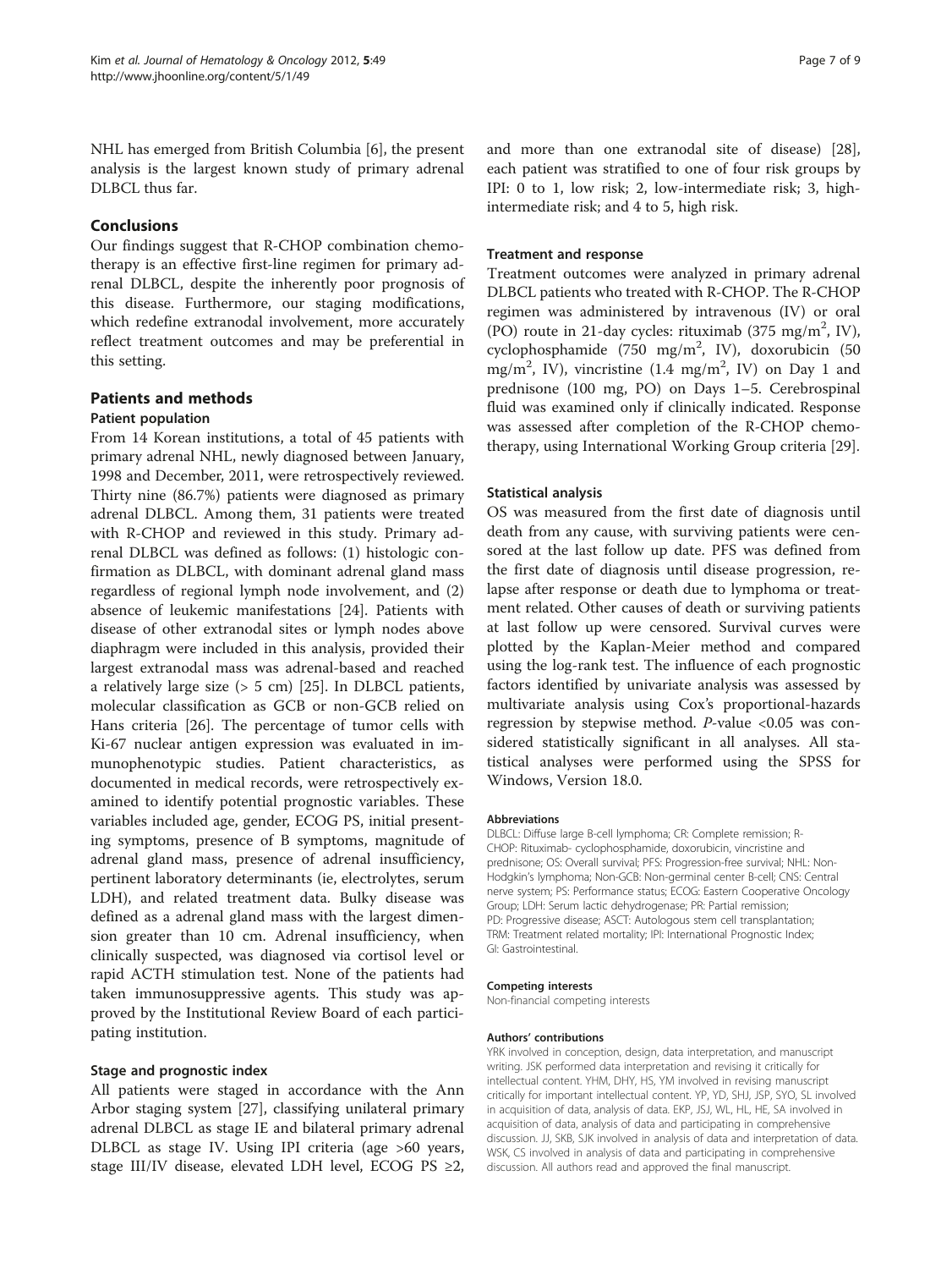NHL has emerged from British Columbia [6], the present analysis is the largest known study of primary adrenal DLBCL thus far.

## Conclusions

Our findings suggest that R-CHOP combination chemotherapy is an effective first-line regimen for primary adrenal DLBCL, despite the inherently poor prognosis of this disease. Furthermore, our staging modifications, which redefine extranodal involvement, more accurately reflect treatment outcomes and may be preferential in this setting.

## Patients and methods

### Patient population

From 14 Korean institutions, a total of 45 patients with primary adrenal NHL, newly diagnosed between January, 1998 and December, 2011, were retrospectively reviewed. Thirty nine (86.7%) patients were diagnosed as primary adrenal DLBCL. Among them, 31 patients were treated with R-CHOP and reviewed in this study. Primary adrenal DLBCL was defined as follows: (1) histologic confirmation as DLBCL, with dominant adrenal gland mass regardless of regional lymph node involvement, and (2) absence of leukemic manifestations [24]. Patients with disease of other extranodal sites or lymph nodes above diaphragm were included in this analysis, provided their largest extranodal mass was adrenal-based and reached a relatively large size (> 5 cm) [25]. In DLBCL patients, molecular classification as GCB or non-GCB relied on Hans criteria [26]. The percentage of tumor cells with Ki-67 nuclear antigen expression was evaluated in immunophenotypic studies. Patient characteristics, as documented in medical records, were retrospectively examined to identify potential prognostic variables. These variables included age, gender, ECOG PS, initial presenting symptoms, presence of B symptoms, magnitude of adrenal gland mass, presence of adrenal insufficiency, pertinent laboratory determinants (ie, electrolytes, serum LDH), and related treatment data. Bulky disease was defined as a adrenal gland mass with the largest dimension greater than 10 cm. Adrenal insufficiency, when clinically suspected, was diagnosed via cortisol level or rapid ACTH stimulation test. None of the patients had taken immunosuppressive agents. This study was approved by the Institutional Review Board of each participating institution.

### Stage and prognostic index

All patients were staged in accordance with the Ann Arbor staging system [27], classifying unilateral primary adrenal DLBCL as stage IE and bilateral primary adrenal DLBCL as stage IV. Using IPI criteria (age >60 years, stage III/IV disease, elevated LDH level, ECOG PS ≥2, and more than one extranodal site of disease) [28], each patient was stratified to one of four risk groups by IPI: 0 to 1, low risk; 2, low-intermediate risk; 3, high-intermediate risk; and 4 to 5, high risk.

### Treatment and response

Treatment outcomes were analyzed in primary adrenal DLBCL patients who treated with R-CHOP. The R-CHOP regimen was administered by intravenous (IV) or oral (PO) route in 21-day cycles: rituximab (375 mg/m$^2$, IV), cyclophosphamide (750 mg/m$^2$, IV), doxorubicin (50 mg/m$^2$, IV), vincristine (1.4 mg/m$^2$, IV) on Day 1 and prednisone (100 mg, PO) on Days 1–5. Cerebrospinal fluid was examined only if clinically indicated. Response was assessed after completion of the R-CHOP chemotherapy, using International Working Group criteria [29].

### Statistical analysis

OS was measured from the first date of diagnosis until death from any cause, with surviving patients were censored at the last follow up date. PFS was defined from the first date of diagnosis until disease progression, relapse after response or death due to lymphoma or treatment related. Other causes of death or surviving patients at last follow up were censored. Survival curves were plotted by the Kaplan-Meier method and compared using the log-rank test. The influence of each prognostic factors identified by univariate analysis was assessed by multivariate analysis using Cox's proportional-hazards regression by stepwise method. *P*-value <0.05 was considered statistically significant in all analyses. All statistical analyses were performed using the SPSS for Windows, Version 18.0.

#### Abbreviations

DLBCL: Diffuse large B-cell lymphoma; CR: Complete remission; R-CHOP: Rituximab- cyclophosphamide, doxorubicin, vincristine and prednisone; OS: Overall survival; PFS: Progression-free survival; NHL: Non-Hodgkin's lymphoma; Non-GCB: Non-germinal center B-cell; CNS: Central nerve system; PS: Performance status; ECOG: Eastern Cooperative Oncology Group; LDH: Serum lactic dehydrogenase; PR: Partial remission; PD: Progressive disease; ASCT: Autologous stem cell transplantation; TRM: Treatment related mortality; IPI: International Prognostic Index; GI: Gastrointestinal.

#### Competing interests

Non-financial competing interests

#### Authors' contributions

YRK involved in conception, design, data interpretation, and manuscript writing. JSK performed data interpretation and revising it critically for intellectual content. YHM, DHY, HS, YM involved in revising manuscript critically for important intellectual content. YP, YD, SHJ, JSP, SYO, SL involved in acquisition of data, analysis of data. EKP, JSJ, WL, HL, HE, SA involved in acquisition of data, analysis of data and participating in comprehensive discussion. JJ, SKB, SJK involved in analysis of data and interpretation of data. WSK, CS involved in analysis of data and participating in comprehensive discussion. All authors read and approved the final manuscript.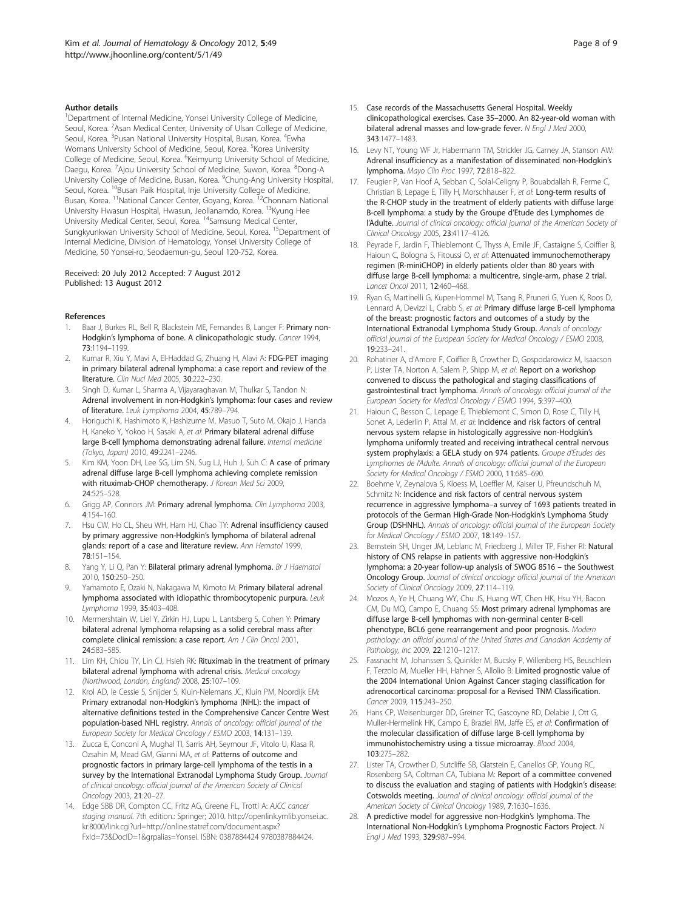#### Author details

[1]Department of Internal Medicine, Yonsei University College of Medicine, Seoul, Korea. [2]Asan Medical Center, University of Ulsan College of Medicine, Seoul, Korea. [3]Pusan National University Hospital, Busan, Korea. [4]Ewha Womans University School of Medicine, Seoul, Korea. [5]Korea University College of Medicine, Seoul, Korea. [6]Keimyung University School of Medicine, Daegu, Korea. [7]Ajou University School of Medicine, Suwon, Korea. [8]Dong-A University College of Medicine, Busan, Korea. [9]Chung-Ang University Hospital, Seoul, Korea. [10]Busan Paik Hospital, Inje University College of Medicine, Busan, Korea. [11]National Cancer Center, Goyang, Korea. [12]Chonnam National University Hwasun Hospital, Hwasun, Jeollanamdo, Korea. [13]Kyung Hee University Medical Center, Seoul, Korea. [14]Samsung Medical Center, Sungkyunkwan University School of Medicine, Seoul, Korea. [15]Department of Internal Medicine, Division of Hematology, Yonsei University College of Medicine, 50 Yonsei-ro, Seodaemun-gu, Seoul 120-752, Korea.

Received: 20 July 2012 Accepted: 7 August 2012
Published: 13 August 2012

#### References

1. Baar J, Burkes RL, Bell R, Blackstein ME, Fernandes B, Langer F: **Primary non-Hodgkin's lymphoma of bone. A clinicopathologic study.** *Cancer* 1994, **73**:1194–1199.
2. Kumar R, Xiu Y, Mavi A, El-Haddad G, Zhuang H, Alavi A: **FDG-PET imaging in primary bilateral adrenal lymphoma: a case report and review of the literature.** *Clin Nucl Med* 2005, **30**:222–230.
3. Singh D, Kumar L, Sharma A, Vijayaraghavan M, Thulkar S, Tandon N: **Adrenal involvement in non-Hodgkin's lymphoma: four cases and review of literature.** *Leuk Lymphoma* 2004, **45**:789–794.
4. Horiguchi K, Hashimoto K, Hashizume M, Masuo T, Suto M, Okajo J, Handa H, Kaneko Y, Yokoo H, Sasaki A, *et al*: **Primary bilateral adrenal diffuse large B-cell lymphoma demonstrating adrenal failure.** *Internal medicine (Tokyo, Japan)* 2010, **49**:2241–2246.
5. Kim KM, Yoon DH, Lee SG, Lim SN, Sug LJ, Huh J, Suh C: **A case of primary adrenal diffuse large B-cell lymphoma achieving complete remission with rituximab-CHOP chemotherapy.** *J Korean Med Sci* 2009, **24**:525–528.
6. Grigg AP, Connors JM: **Primary adrenal lymphoma.** *Clin Lymphoma* 2003, **4**:154–160.
7. Hsu CW, Ho CL, Sheu WH, Harn HJ, Chao TY: **Adrenal insufficiency caused by primary aggressive non-Hodgkin's lymphoma of bilateral adrenal glands: report of a case and literature review.** *Ann Hematol* 1999, **78**:151–154.
8. Yang Y, Li Q, Pan Y: **Bilateral primary adrenal lymphoma.** *Br J Haematol* 2010, **150**:250–250.
9. Yamamoto E, Ozaki N, Nakagawa M, Kimoto M: **Primary bilateral adrenal lymphoma associated with idiopathic thrombocytopenic purpura.** *Leuk Lymphoma* 1999, **35**:403–408.
10. Mermershtain W, Liel Y, Zirkin HJ, Lupu L, Lantsberg S, Cohen Y: **Primary bilateral adrenal lymphoma relapsing as a solid cerebral mass after complete clinical remission: a case report.** *Am J Clin Oncol* 2001, **24**:583–585.
11. Lim KH, Chiou TY, Lin CJ, Hsieh RK: **Rituximab in the treatment of primary bilateral adrenal lymphoma with adrenal crisis.** *Medical oncology (Northwood, London, England)* 2008, **25**:107–109.
12. Krol AD, le Cessie S, Snijder S, Kluin-Nelemans JC, Kluin PM, Noordijk EM: **Primary extranodal non-Hodgkin's lymphoma (NHL): the impact of alternative definitions tested in the Comprehensive Cancer Centre West population-based NHL registry.** *Annals of oncology: official journal of the European Society for Medical Oncology / ESMO* 2003, **14**:131–139.
13. Zucca E, Conconi A, Mughal TI, Sarris AH, Seymour JF, Vitolo U, Klasa R, Ozsahin M, Mead GM, Gianni MA, *et al*: **Patterns of outcome and prognostic factors in primary large-cell lymphoma of the testis in a survey by the International Extranodal Lymphoma Study Group.** *Journal of clinical oncology: official journal of the American Society of Clinical Oncology* 2003, **21**:20–27.
14. Edge SBB DR, Compton CC, Fritz AG, Greene FL, Trotti A: *AJCC cancer staging manual.* 7th edition.: Springer; 2010. http://openlink.ymlib.yonsei.ac.kr:8000/link.cgi?url=http://online.statref.com/document.aspx?FxId=73&DocID=1&grpalias=Yonsei. ISBN: 0387884424 9780387884424.
15. Case records of the Massachusetts General Hospital. Weekly clinicopathological exercises. Case 35–2000. An 82-year-old woman with bilateral adrenal masses and low-grade fever. *N Engl J Med* 2000, **343**:1477–1483.
16. Levy NT, Young WF Jr, Habermann TM, Strickler JG, Carney JA, Stanson AW: **Adrenal insufficiency as a manifestation of disseminated non-Hodgkin's lymphoma.** *Mayo Clin Proc* 1997, **72**:818–822.
17. Feugier P, Van Hoof A, Sebban C, Solal-Celigny P, Bouabdallah R, Ferme C, Christian B, Lepage E, Tilly H, Morschhauser F, *et al*: **Long-term results of the R-CHOP study in the treatment of elderly patients with diffuse large B-cell lymphoma: a study by the Groupe d'Etude des Lymphomes de l'Adulte.** *Journal of clinical oncology: official journal of the American Society of Clinical Oncology* 2005, **23**:4117–4126.
18. Peyrade F, Jardin F, Thieblemont C, Thyss A, Emile JF, Castaigne S, Coiffier B, Haioun C, Bologna S, Fitoussi O, *et al*: **Attenuated immunochemotherapy regimen (R-miniCHOP) in elderly patients older than 80 years with diffuse large B-cell lymphoma: a multicentre, single-arm, phase 2 trial.** *Lancet Oncol* 2011, **12**:460–468.
19. Ryan G, Martinelli G, Kuper-Hommel M, Tsang R, Pruneri G, Yuen K, Roos D, Lennard A, Devizzi L, Crabb S, *et al*: **Primary diffuse large B-cell lymphoma of the breast: prognostic factors and outcomes of a study by the International Extranodal Lymphoma Study Group.** *Annals of oncology: official journal of the European Society for Medical Oncology / ESMO* 2008, **19**:233–241.
20. Rohatiner A, d'Amore F, Coiffier B, Crowther D, Gospodarowicz M, Isaacson P, Lister TA, Norton A, Salem P, Shipp M, *et al*: **Report on a workshop convened to discuss the pathological and staging classifications of gastrointestinal tract lymphoma.** *Annals of oncology: official journal of the European Society for Medical Oncology / ESMO* 1994, **5**:397–400.
21. Haioun C, Besson C, Lepage E, Thieblemont C, Simon D, Rose C, Tilly H, Sonet A, Lederlin P, Attal M, *et al*: **Incidence and risk factors of central nervous system relapse in histologically aggressive non-Hodgkin's lymphoma uniformly treated and receiving intrathecal central nervous system prophylaxis: a GELA study on 974 patients.** *Groupe d'Etudes des Lymphomes de l'Adulte. Annals of oncology: official journal of the European Society for Medical Oncology / ESMO* 2000, **11**:685–690.
22. Boehme V, Zeynalova S, Kloess M, Loeffler M, Kaiser U, Pfreundschuh M, Schmitz N: **Incidence and risk factors of central nervous system recurrence in aggressive lymphoma–a survey of 1693 patients treated in protocols of the German High-Grade Non-Hodgkin's Lymphoma Study Group (DSHNHL).** *Annals of oncology: official journal of the European Society for Medical Oncology / ESMO* 2007, **18**:149–157.
23. Bernstein SH, Unger JM, Leblanc M, Friedberg J, Miller TP, Fisher RI: **Natural history of CNS relapse in patients with aggressive non-Hodgkin's lymphoma: a 20-year follow-up analysis of SWOG 8516 – the Southwest Oncology Group.** *Journal of clinical oncology: official journal of the American Society of Clinical Oncology* 2009, **27**:114–119.
24. Mozos A, Ye H, Chuang WY, Chu JS, Huang WT, Chen HK, Hsu YH, Bacon CM, Du MQ, Campo E, Chuang SS: **Most primary adrenal lymphomas are diffuse large B-cell lymphomas with non-germinal center B-cell phenotype, BCL6 gene rearrangement and poor prognosis.** *Modern pathology: an official journal of the United States and Canadian Academy of Pathology, Inc* 2009, **22**:1210–1217.
25. Fassnacht M, Johanssen S, Quinkler M, Bucsky P, Willenberg HS, Beuschlein F, Terzolo M, Mueller HH, Hahner S, Allolio B: **Limited prognostic value of the 2004 International Union Against Cancer staging classification for adrenocortical carcinoma: proposal for a Revised TNM Classification.** *Cancer* 2009, **115**:243–250.
26. Hans CP, Weisenburger DD, Greiner TC, Gascoyne RD, Delabie J, Ott G, Muller-Hermelink HK, Campo E, Braziel RM, Jaffe ES, *et al*: **Confirmation of the molecular classification of diffuse large B-cell lymphoma by immunohistochemistry using a tissue microarray.** *Blood* 2004, **103**:275–282.
27. Lister TA, Crowther D, Sutcliffe SB, Glatstein E, Canellos GP, Young RC, Rosenberg SA, Coltman CA, Tubiana M: **Report of a committee convened to discuss the evaluation and staging of patients with Hodgkin's disease: Cotswolds meeting.** *Journal of clinical oncology: official journal of the American Society of Clinical Oncology* 1989, **7**:1630–1636.
28. A predictive model for aggressive non-Hodgkin's lymphoma. The International Non-Hodgkin's Lymphoma Prognostic Factors Project. *N Engl J Med* 1993, **329**:987–994.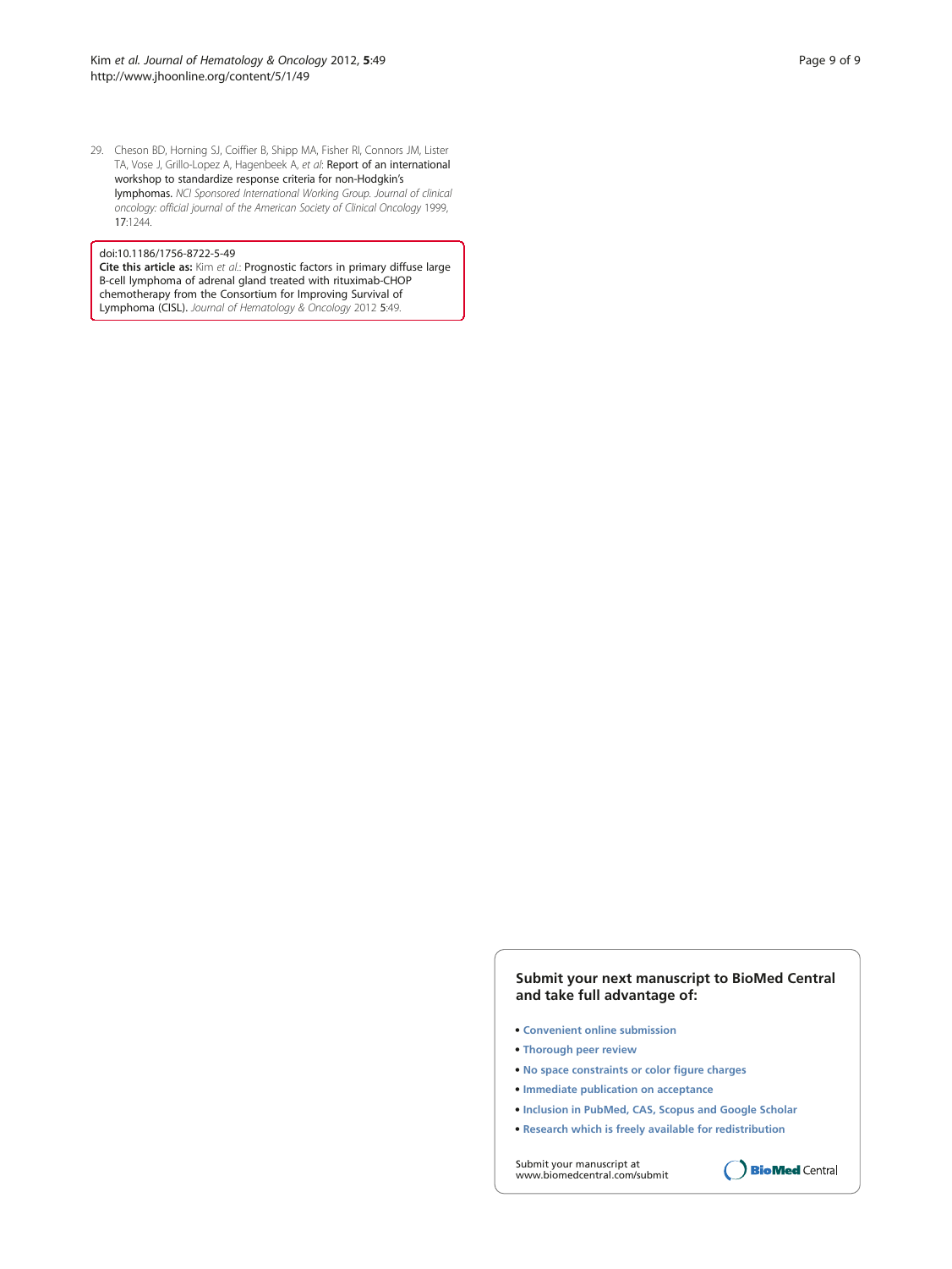29. Cheson BD, Horning SJ, Coiffier B, Shipp MA, Fisher RI, Connors JM, Lister TA, Vose J, Grillo-Lopez A, Hagenbeek A, *et al*: **Report of an international workshop to standardize response criteria for non-Hodgkin's lymphomas.** *NCI Sponsored International Working Group. Journal of clinical oncology: official journal of the American Society of Clinical Oncology* 1999, **17**:1244.

doi:10.1186/1756-8722-5-49
**Cite this article as:** Kim *et al.*: Prognostic factors in primary diffuse large B-cell lymphoma of adrenal gland treated with rituximab-CHOP chemotherapy from the Consortium for Improving Survival of Lymphoma (CISL). *Journal of Hematology & Oncology* 2012 **5**:49.

**Submit your next manuscript to BioMed Central and take full advantage of:**

- **Convenient online submission**
- **Thorough peer review**
- **No space constraints or color figure charges**
- **Immediate publication on acceptance**
- **Inclusion in PubMed, CAS, Scopus and Google Scholar**
- **Research which is freely available for redistribution**

Submit your manuscript at
www.biomedcentral.com/submit

BioMed Central